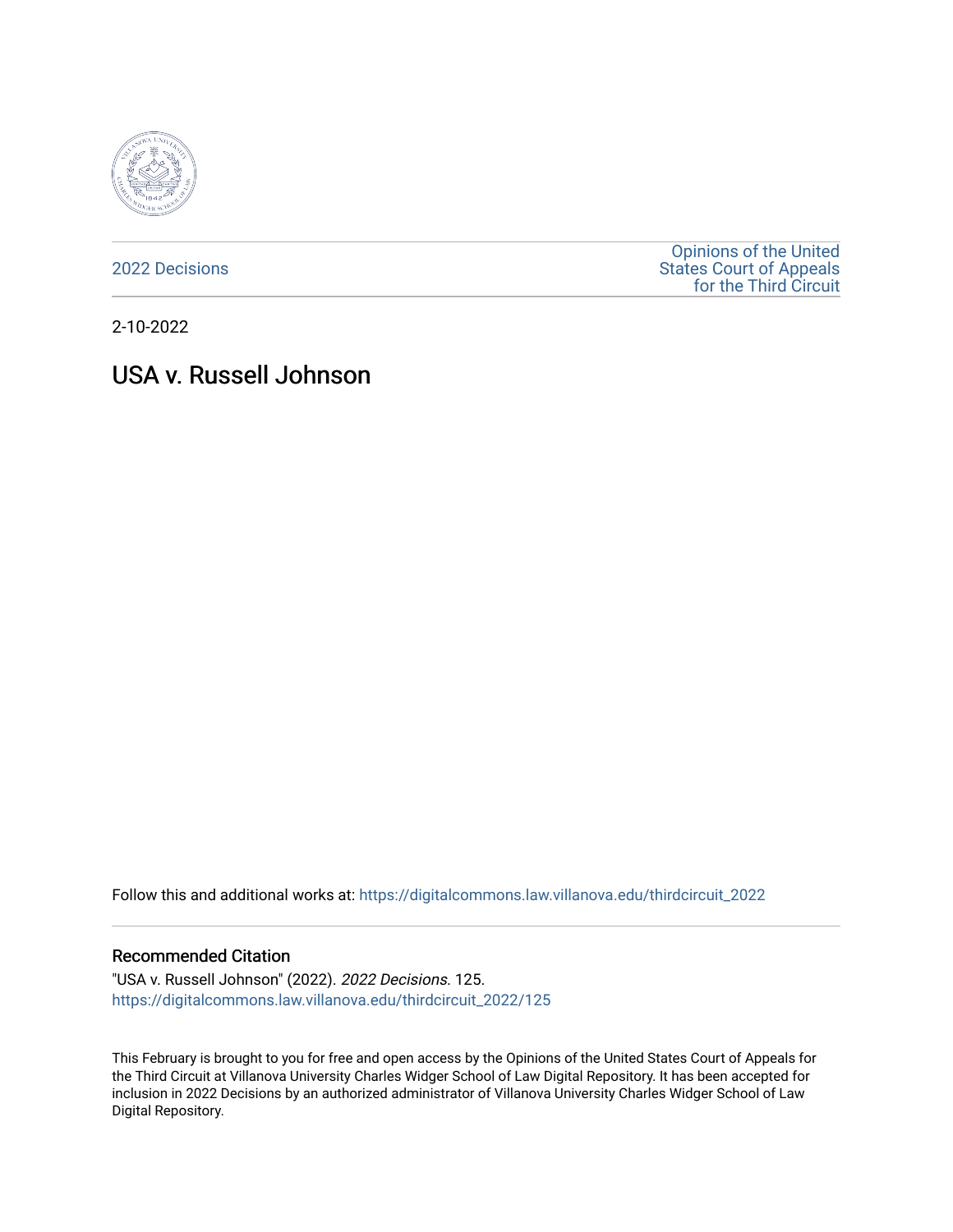2022 Decisions

Opinions of the United States Court of Appeals for the Third Circuit

2-10-2022

# USA v. Russell Johnson

Follow this and additional works at: https://digitalcommons.law.villanova.edu/thirdcircuit_2022

### Recommended Citation

"USA v. Russell Johnson" (2022). *2022 Decisions*. 125.
https://digitalcommons.law.villanova.edu/thirdcircuit_2022/125

This February is brought to you for free and open access by the Opinions of the United States Court of Appeals for the Third Circuit at Villanova University Charles Widger School of Law Digital Repository. It has been accepted for inclusion in 2022 Decisions by an authorized administrator of Villanova University Charles Widger School of Law Digital Repository.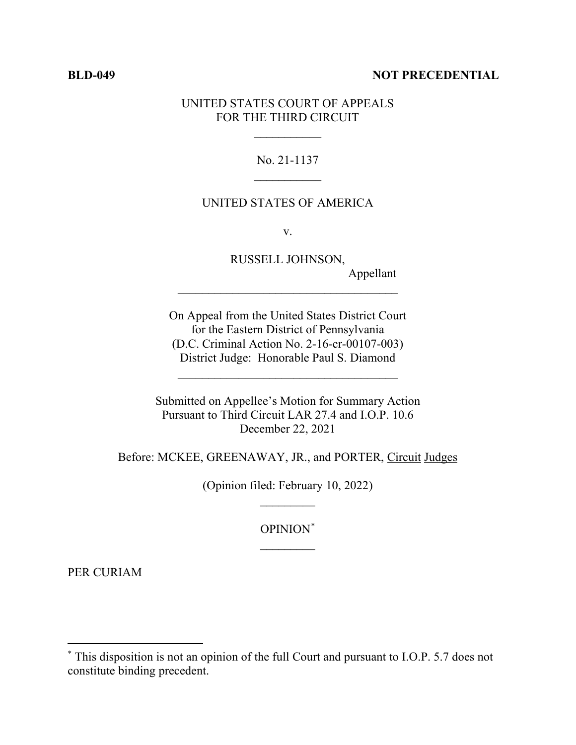**BLD-049** **NOT PRECEDENTIAL**

UNITED STATES COURT OF APPEALS
FOR THE THIRD CIRCUIT

---

No. 21-1137

---

UNITED STATES OF AMERICA

v.

RUSSELL JOHNSON,
Appellant

---

On Appeal from the United States District Court
for the Eastern District of Pennsylvania
(D.C. Criminal Action No. 2-16-cr-00107-003)
District Judge: Honorable Paul S. Diamond

---

Submitted on Appellee's Motion for Summary Action
Pursuant to Third Circuit LAR 27.4 and I.O.P. 10.6
December 22, 2021

Before: MCKEE, GREENAWAY, JR., and PORTER, Circuit Judges

(Opinion filed: February 10, 2022)

---

OPINION[*]

---

PER CURIAM

---

[*] This disposition is not an opinion of the full Court and pursuant to I.O.P. 5.7 does not constitute binding precedent.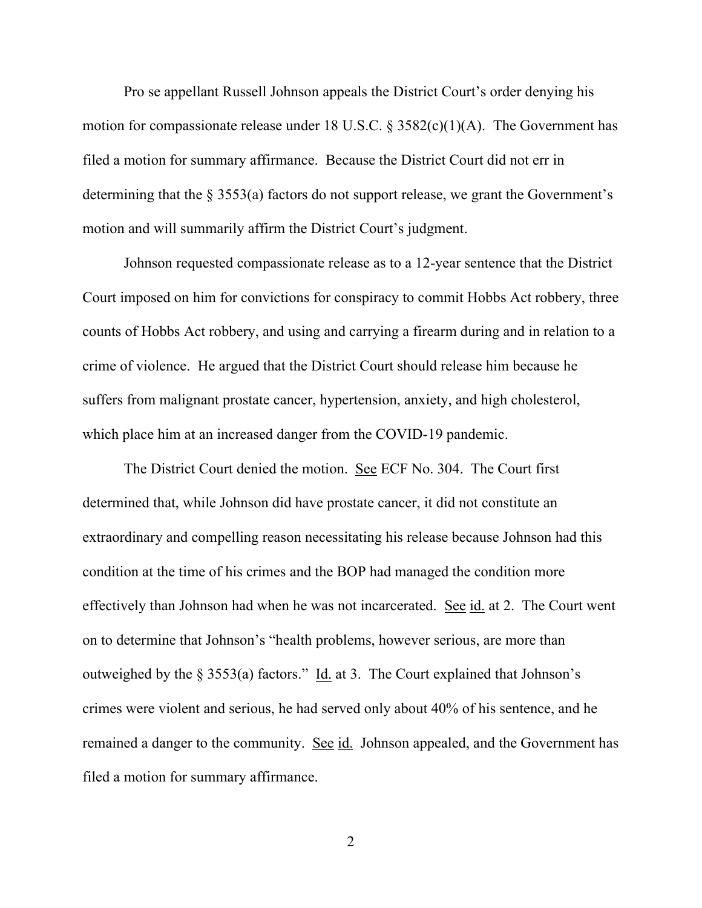Pro se appellant Russell Johnson appeals the District Court's order denying his motion for compassionate release under 18 U.S.C. § 3582(c)(1)(A). The Government has filed a motion for summary affirmance. Because the District Court did not err in determining that the § 3553(a) factors do not support release, we grant the Government's motion and will summarily affirm the District Court's judgment.

Johnson requested compassionate release as to a 12-year sentence that the District Court imposed on him for convictions for conspiracy to commit Hobbs Act robbery, three counts of Hobbs Act robbery, and using and carrying a firearm during and in relation to a crime of violence. He argued that the District Court should release him because he suffers from malignant prostate cancer, hypertension, anxiety, and high cholesterol, which place him at an increased danger from the COVID-19 pandemic.

The District Court denied the motion. See ECF No. 304. The Court first determined that, while Johnson did have prostate cancer, it did not constitute an extraordinary and compelling reason necessitating his release because Johnson had this condition at the time of his crimes and the BOP had managed the condition more effectively than Johnson had when he was not incarcerated. See id. at 2. The Court went on to determine that Johnson's "health problems, however serious, are more than outweighed by the § 3553(a) factors." Id. at 3. The Court explained that Johnson's crimes were violent and serious, he had served only about 40% of his sentence, and he remained a danger to the community. See id. Johnson appealed, and the Government has filed a motion for summary affirmance.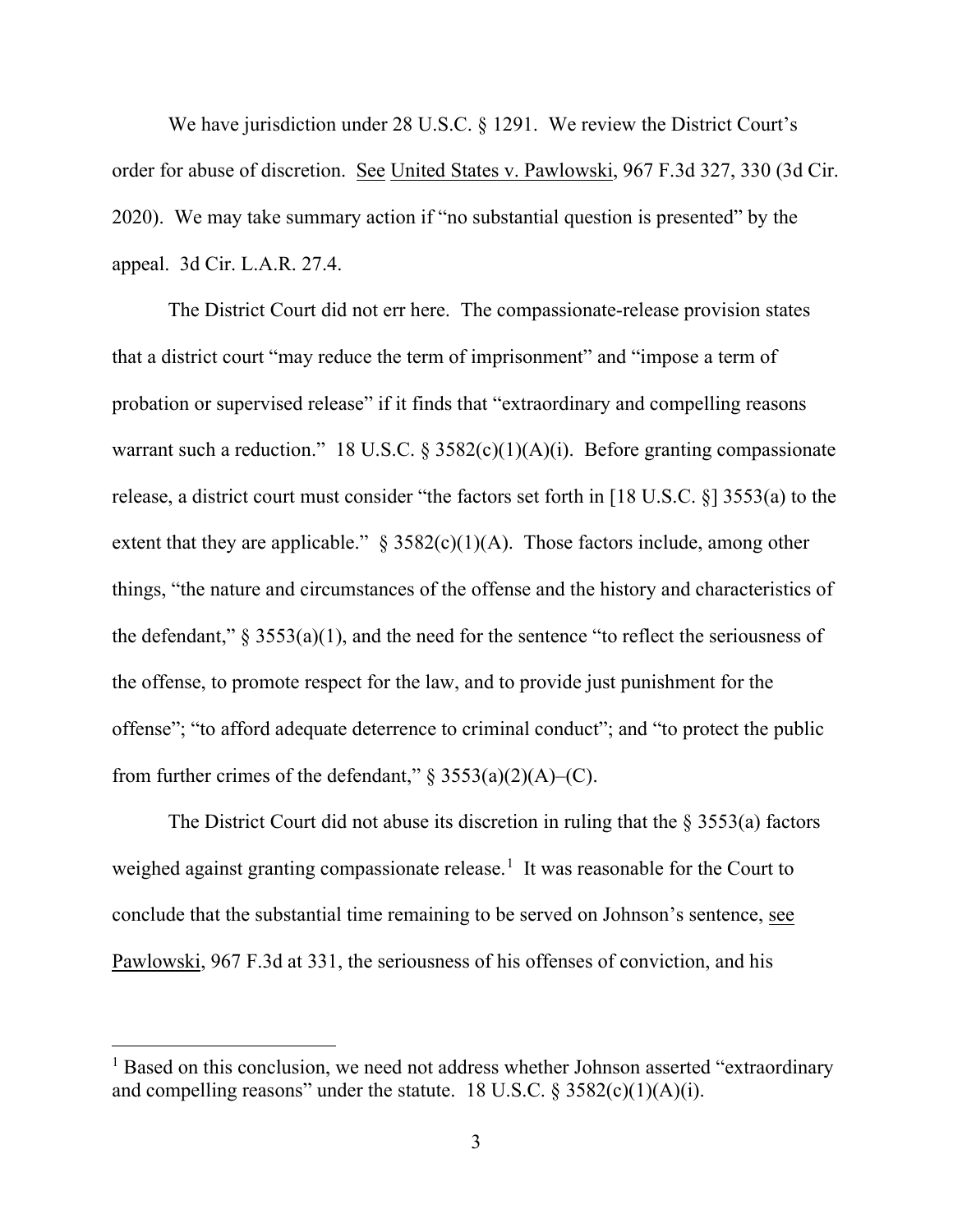We have jurisdiction under 28 U.S.C. § 1291. We review the District Court's order for abuse of discretion. See United States v. Pawlowski, 967 F.3d 327, 330 (3d Cir. 2020). We may take summary action if "no substantial question is presented" by the appeal. 3d Cir. L.A.R. 27.4.

The District Court did not err here. The compassionate-release provision states that a district court "may reduce the term of imprisonment" and "impose a term of probation or supervised release" if it finds that "extraordinary and compelling reasons warrant such a reduction." 18 U.S.C. § 3582(c)(1)(A)(i). Before granting compassionate release, a district court must consider "the factors set forth in [18 U.S.C. §] 3553(a) to the extent that they are applicable." § 3582(c)(1)(A). Those factors include, among other things, "the nature and circumstances of the offense and the history and characteristics of the defendant," § 3553(a)(1), and the need for the sentence "to reflect the seriousness of the offense, to promote respect for the law, and to provide just punishment for the offense"; "to afford adequate deterrence to criminal conduct"; and "to protect the public from further crimes of the defendant," § 3553(a)(2)(A)–(C).

The District Court did not abuse its discretion in ruling that the § 3553(a) factors weighed against granting compassionate release.[1] It was reasonable for the Court to conclude that the substantial time remaining to be served on Johnson's sentence, see Pawlowski, 967 F.3d at 331, the seriousness of his offenses of conviction, and his

---

[1] Based on this conclusion, we need not address whether Johnson asserted "extraordinary and compelling reasons" under the statute. 18 U.S.C. § 3582(c)(1)(A)(i).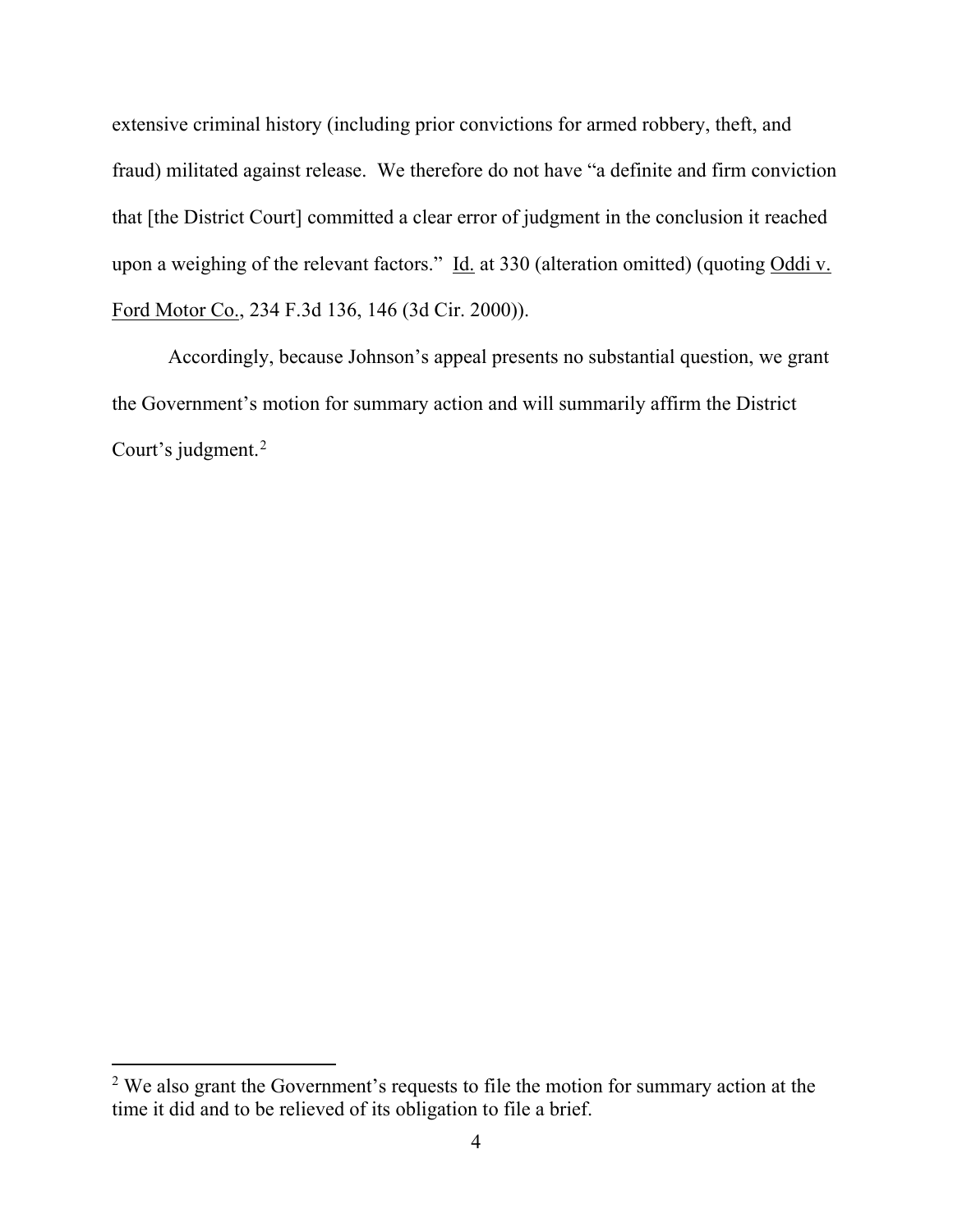extensive criminal history (including prior convictions for armed robbery, theft, and fraud) militated against release. We therefore do not have "a definite and firm conviction that [the District Court] committed a clear error of judgment in the conclusion it reached upon a weighing of the relevant factors." Id. at 330 (alteration omitted) (quoting Oddi v. Ford Motor Co., 234 F.3d 136, 146 (3d Cir. 2000)).

Accordingly, because Johnson's appeal presents no substantial question, we grant the Government's motion for summary action and will summarily affirm the District Court's judgment.[2]

---

[2] We also grant the Government's requests to file the motion for summary action at the time it did and to be relieved of its obligation to file a brief.